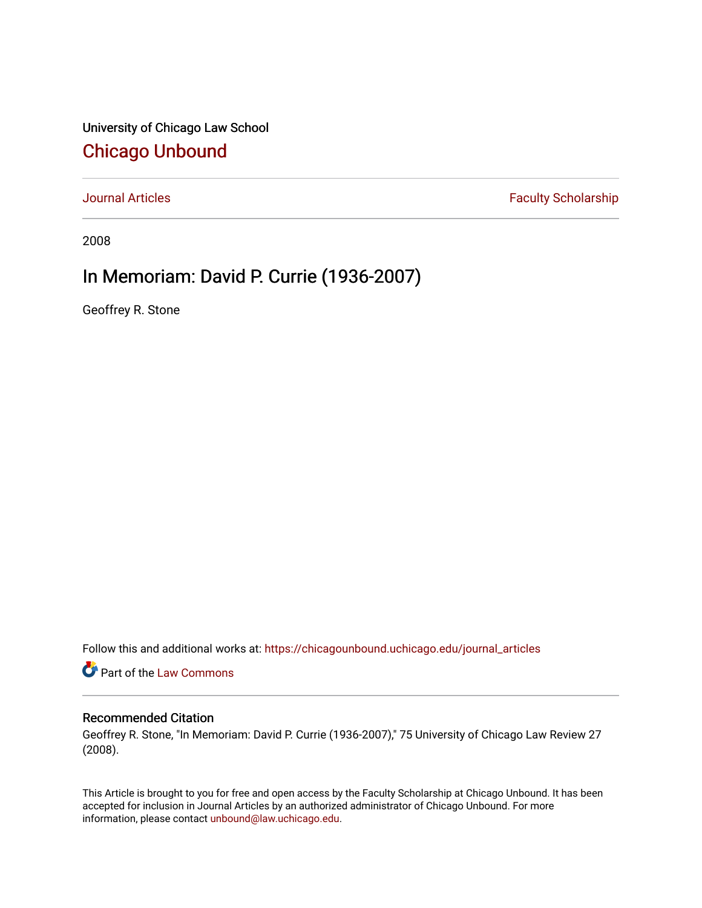University of Chicago Law School

# Chicago Unbound

Journal Articles | Faculty Scholarship

2008

## In Memoriam: David P. Currie (1936-2007)

Geoffrey R. Stone

Follow this and additional works at: https://chicagounbound.uchicago.edu/journal_articles

Part of the Law Commons

### Recommended Citation

Geoffrey R. Stone, "In Memoriam: David P. Currie (1936-2007)," 75 University of Chicago Law Review 27 (2008).

This Article is brought to you for free and open access by the Faculty Scholarship at Chicago Unbound. It has been accepted for inclusion in Journal Articles by an authorized administrator of Chicago Unbound. For more information, please contact unbound@law.uchicago.edu.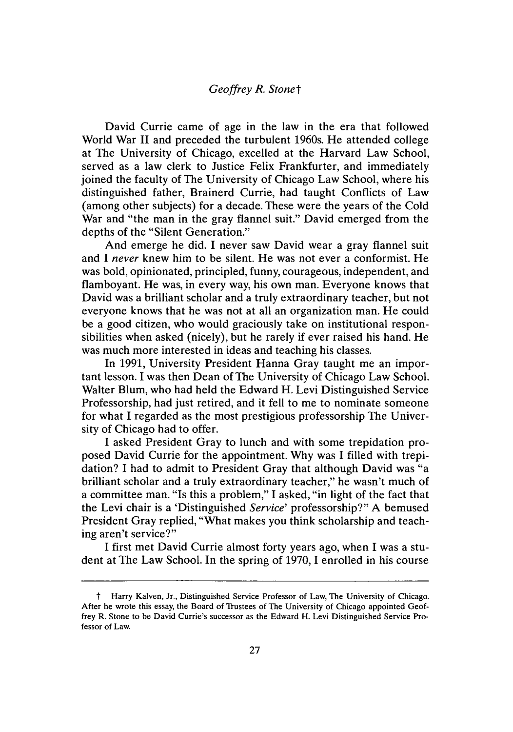*Geoffrey R. Stone*†

David Currie came of age in the law in the era that followed World War II and preceded the turbulent 1960s. He attended college at The University of Chicago, excelled at the Harvard Law School, served as a law clerk to Justice Felix Frankfurter, and immediately joined the faculty of The University of Chicago Law School, where his distinguished father, Brainerd Currie, had taught Conflicts of Law (among other subjects) for a decade. These were the years of the Cold War and "the man in the gray flannel suit." David emerged from the depths of the "Silent Generation."

And emerge he did. I never saw David wear a gray flannel suit and I *never* knew him to be silent. He was not ever a conformist. He was bold, opinionated, principled, funny, courageous, independent, and flamboyant. He was, in every way, his own man. Everyone knows that David was a brilliant scholar and a truly extraordinary teacher, but not everyone knows that he was not at all an organization man. He could be a good citizen, who would graciously take on institutional responsibilities when asked (nicely), but he rarely if ever raised his hand. He was much more interested in ideas and teaching his classes.

In 1991, University President Hanna Gray taught me an important lesson. I was then Dean of The University of Chicago Law School. Walter Blum, who had held the Edward H. Levi Distinguished Service Professorship, had just retired, and it fell to me to nominate someone for what I regarded as the most prestigious professorship The University of Chicago had to offer.

I asked President Gray to lunch and with some trepidation proposed David Currie for the appointment. Why was I filled with trepidation? I had to admit to President Gray that although David was "a brilliant scholar and a truly extraordinary teacher," he wasn't much of a committee man. "Is this a problem," I asked, "in light of the fact that the Levi chair is a 'Distinguished *Service*' professorship?" A bemused President Gray replied, "What makes you think scholarship and teaching aren't service?"

I first met David Currie almost forty years ago, when I was a student at The Law School. In the spring of 1970, I enrolled in his course

---

† Harry Kalven, Jr., Distinguished Service Professor of Law, The University of Chicago. After he wrote this essay, the Board of Trustees of The University of Chicago appointed Geoffrey R. Stone to be David Currie's successor as the Edward H. Levi Distinguished Service Professor of Law.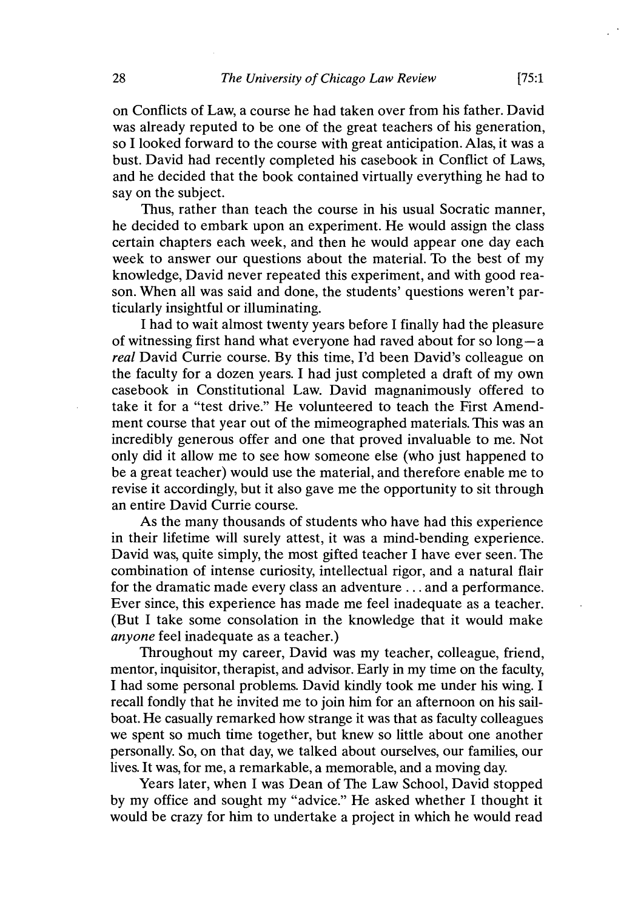on Conflicts of Law, a course he had taken over from his father. David was already reputed to be one of the great teachers of his generation, so I looked forward to the course with great anticipation. Alas, it was a bust. David had recently completed his casebook in Conflict of Laws, and he decided that the book contained virtually everything he had to say on the subject.

Thus, rather than teach the course in his usual Socratic manner, he decided to embark upon an experiment. He would assign the class certain chapters each week, and then he would appear one day each week to answer our questions about the material. To the best of my knowledge, David never repeated this experiment, and with good reason. When all was said and done, the students' questions weren't particularly insightful or illuminating.

I had to wait almost twenty years before I finally had the pleasure of witnessing first hand what everyone had raved about for so long—a *real* David Currie course. By this time, I'd been David's colleague on the faculty for a dozen years. I had just completed a draft of my own casebook in Constitutional Law. David magnanimously offered to take it for a "test drive." He volunteered to teach the First Amendment course that year out of the mimeographed materials. This was an incredibly generous offer and one that proved invaluable to me. Not only did it allow me to see how someone else (who just happened to be a great teacher) would use the material, and therefore enable me to revise it accordingly, but it also gave me the opportunity to sit through an entire David Currie course.

As the many thousands of students who have had this experience in their lifetime will surely attest, it was a mind-bending experience. David was, quite simply, the most gifted teacher I have ever seen. The combination of intense curiosity, intellectual rigor, and a natural flair for the dramatic made every class an adventure . . . and a performance. Ever since, this experience has made me feel inadequate as a teacher. (But I take some consolation in the knowledge that it would make *anyone* feel inadequate as a teacher.)

Throughout my career, David was my teacher, colleague, friend, mentor, inquisitor, therapist, and advisor. Early in my time on the faculty, I had some personal problems. David kindly took me under his wing. I recall fondly that he invited me to join him for an afternoon on his sailboat. He casually remarked how strange it was that as faculty colleagues we spent so much time together, but knew so little about one another personally. So, on that day, we talked about ourselves, our families, our lives. It was, for me, a remarkable, a memorable, and a moving day.

Years later, when I was Dean of The Law School, David stopped by my office and sought my "advice." He asked whether I thought it would be crazy for him to undertake a project in which he would read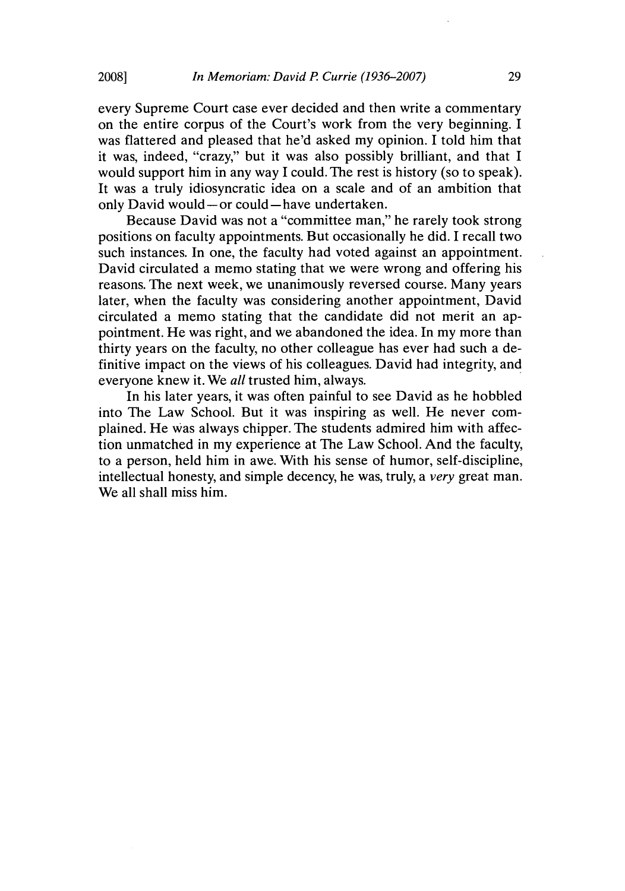every Supreme Court case ever decided and then write a commentary on the entire corpus of the Court's work from the very beginning. I was flattered and pleased that he'd asked my opinion. I told him that it was, indeed, "crazy," but it was also possibly brilliant, and that I would support him in any way I could. The rest is history (so to speak). It was a truly idiosyncratic idea on a scale and of an ambition that only David would—or could—have undertaken.

Because David was not a "committee man," he rarely took strong positions on faculty appointments. But occasionally he did. I recall two such instances. In one, the faculty had voted against an appointment. David circulated a memo stating that we were wrong and offering his reasons. The next week, we unanimously reversed course. Many years later, when the faculty was considering another appointment, David circulated a memo stating that the candidate did not merit an appointment. He was right, and we abandoned the idea. In my more than thirty years on the faculty, no other colleague has ever had such a definitive impact on the views of his colleagues. David had integrity, and everyone knew it. We *all* trusted him, always.

In his later years, it was often painful to see David as he hobbled into The Law School. But it was inspiring as well. He never complained. He was always chipper. The students admired him with affection unmatched in my experience at The Law School. And the faculty, to a person, held him in awe. With his sense of humor, self-discipline, intellectual honesty, and simple decency, he was, truly, a *very* great man. We all shall miss him.